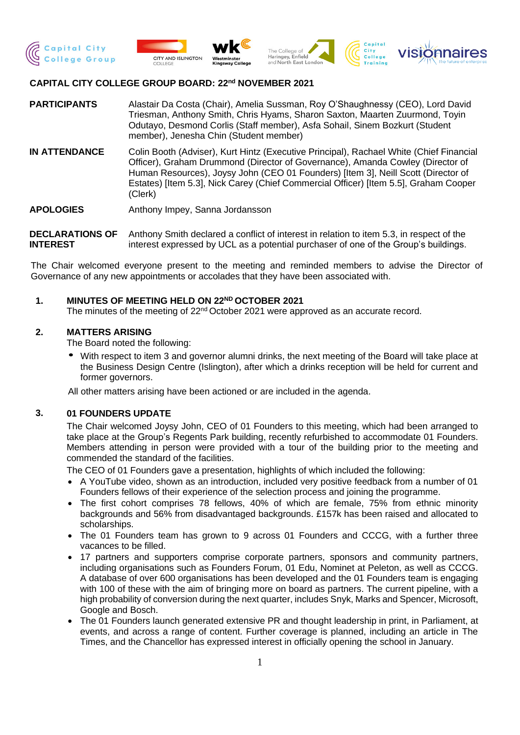**CAPITAL CITY COLLEGE GROUP BOARD: 22nd NOVEMBER 2021**

| | |
|---|---|
| **PARTICIPANTS** | Alastair Da Costa (Chair), Amelia Sussman, Roy O'Shaughnessy (CEO), Lord David Triesman, Anthony Smith, Chris Hyams, Sharon Saxton, Maarten Zuurmond, Toyin Odutayo, Desmond Corlis (Staff member), Asfa Sohail, Sinem Bozkurt (Student member), Jenesha Chin (Student member) |
| **IN ATTENDANCE** | Colin Booth (Adviser), Kurt Hintz (Executive Principal), Rachael White (Chief Financial Officer), Graham Drummond (Director of Governance), Amanda Cowley (Director of Human Resources), Joysy John (CEO 01 Founders) [Item 3], Neill Scott (Director of Estates) [Item 5.3], Nick Carey (Chief Commercial Officer) [Item 5.5], Graham Cooper (Clerk) |
| **APOLOGIES** | Anthony Impey, Sanna Jordansson |
| **DECLARATIONS OF INTEREST** | Anthony Smith declared a conflict of interest in relation to item 5.3, in respect of the interest expressed by UCL as a potential purchaser of one of the Group's buildings. |

The Chair welcomed everyone present to the meeting and reminded members to advise the Director of Governance of any new appointments or accolades that they have been associated with.

## 1. MINUTES OF MEETING HELD ON 22ND OCTOBER 2021

The minutes of the meeting of 22nd October 2021 were approved as an accurate record.

## 2. MATTERS ARISING

The Board noted the following:

- With respect to item 3 and governor alumni drinks, the next meeting of the Board will take place at the Business Design Centre (Islington), after which a drinks reception will be held for current and former governors.

All other matters arising have been actioned or are included in the agenda.

## 3. 01 FOUNDERS UPDATE

The Chair welcomed Joysy John, CEO of 01 Founders to this meeting, which had been arranged to take place at the Group's Regents Park building, recently refurbished to accommodate 01 Founders. Members attending in person were provided with a tour of the building prior to the meeting and commended the standard of the facilities.

The CEO of 01 Founders gave a presentation, highlights of which included the following:

- A YouTube video, shown as an introduction, included very positive feedback from a number of 01 Founders fellows of their experience of the selection process and joining the programme.
- The first cohort comprises 78 fellows, 40% of which are female, 75% from ethnic minority backgrounds and 56% from disadvantaged backgrounds. £157k has been raised and allocated to scholarships.
- The 01 Founders team has grown to 9 across 01 Founders and CCCG, with a further three vacances to be filled.
- 17 partners and supporters comprise corporate partners, sponsors and community partners, including organisations such as Founders Forum, 01 Edu, Nominet at Peleton, as well as CCCG. A database of over 600 organisations has been developed and the 01 Founders team is engaging with 100 of these with the aim of bringing more on board as partners. The current pipeline, with a high probability of conversion during the next quarter, includes Snyk, Marks and Spencer, Microsoft, Google and Bosch.
- The 01 Founders launch generated extensive PR and thought leadership in print, in Parliament, at events, and across a range of content. Further coverage is planned, including an article in The Times, and the Chancellor has expressed interest in officially opening the school in January.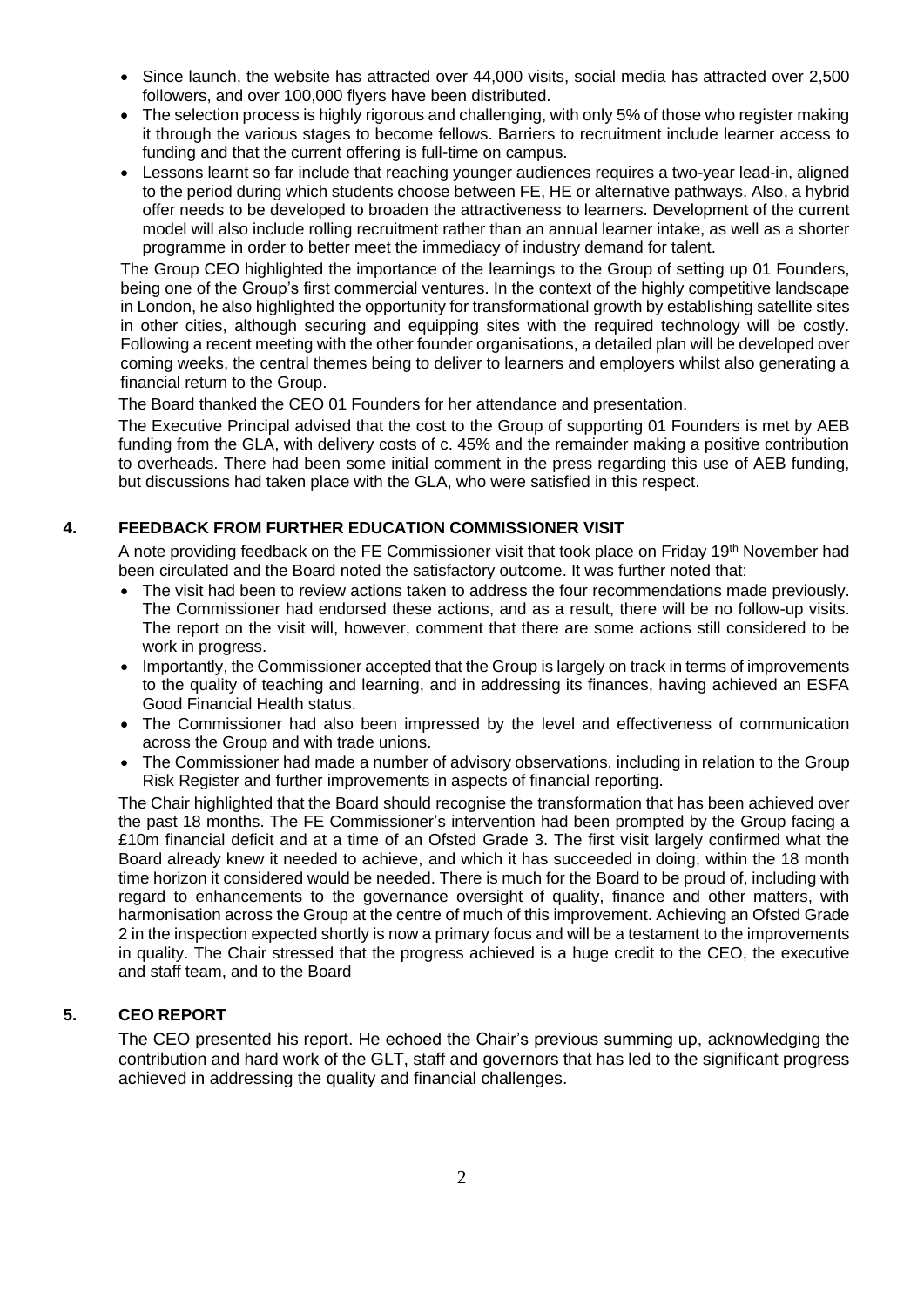- Since launch, the website has attracted over 44,000 visits, social media has attracted over 2,500 followers, and over 100,000 flyers have been distributed.
- The selection process is highly rigorous and challenging, with only 5% of those who register making it through the various stages to become fellows. Barriers to recruitment include learner access to funding and that the current offering is full-time on campus.
- Lessons learnt so far include that reaching younger audiences requires a two-year lead-in, aligned to the period during which students choose between FE, HE or alternative pathways. Also, a hybrid offer needs to be developed to broaden the attractiveness to learners. Development of the current model will also include rolling recruitment rather than an annual learner intake, as well as a shorter programme in order to better meet the immediacy of industry demand for talent.

The Group CEO highlighted the importance of the learnings to the Group of setting up 01 Founders, being one of the Group's first commercial ventures. In the context of the highly competitive landscape in London, he also highlighted the opportunity for transformational growth by establishing satellite sites in other cities, although securing and equipping sites with the required technology will be costly. Following a recent meeting with the other founder organisations, a detailed plan will be developed over coming weeks, the central themes being to deliver to learners and employers whilst also generating a financial return to the Group.

The Board thanked the CEO 01 Founders for her attendance and presentation.

The Executive Principal advised that the cost to the Group of supporting 01 Founders is met by AEB funding from the GLA, with delivery costs of c. 45% and the remainder making a positive contribution to overheads. There had been some initial comment in the press regarding this use of AEB funding, but discussions had taken place with the GLA, who were satisfied in this respect.

## 4. FEEDBACK FROM FURTHER EDUCATION COMMISSIONER VISIT

A note providing feedback on the FE Commissioner visit that took place on Friday 19th November had been circulated and the Board noted the satisfactory outcome. It was further noted that:

- The visit had been to review actions taken to address the four recommendations made previously. The Commissioner had endorsed these actions, and as a result, there will be no follow-up visits. The report on the visit will, however, comment that there are some actions still considered to be work in progress.
- Importantly, the Commissioner accepted that the Group is largely on track in terms of improvements to the quality of teaching and learning, and in addressing its finances, having achieved an ESFA Good Financial Health status.
- The Commissioner had also been impressed by the level and effectiveness of communication across the Group and with trade unions.
- The Commissioner had made a number of advisory observations, including in relation to the Group Risk Register and further improvements in aspects of financial reporting.

The Chair highlighted that the Board should recognise the transformation that has been achieved over the past 18 months. The FE Commissioner's intervention had been prompted by the Group facing a £10m financial deficit and at a time of an Ofsted Grade 3. The first visit largely confirmed what the Board already knew it needed to achieve, and which it has succeeded in doing, within the 18 month time horizon it considered would be needed. There is much for the Board to be proud of, including with regard to enhancements to the governance oversight of quality, finance and other matters, with harmonisation across the Group at the centre of much of this improvement. Achieving an Ofsted Grade 2 in the inspection expected shortly is now a primary focus and will be a testament to the improvements in quality. The Chair stressed that the progress achieved is a huge credit to the CEO, the executive and staff team, and to the Board

## 5. CEO REPORT

The CEO presented his report. He echoed the Chair's previous summing up, acknowledging the contribution and hard work of the GLT, staff and governors that has led to the significant progress achieved in addressing the quality and financial challenges.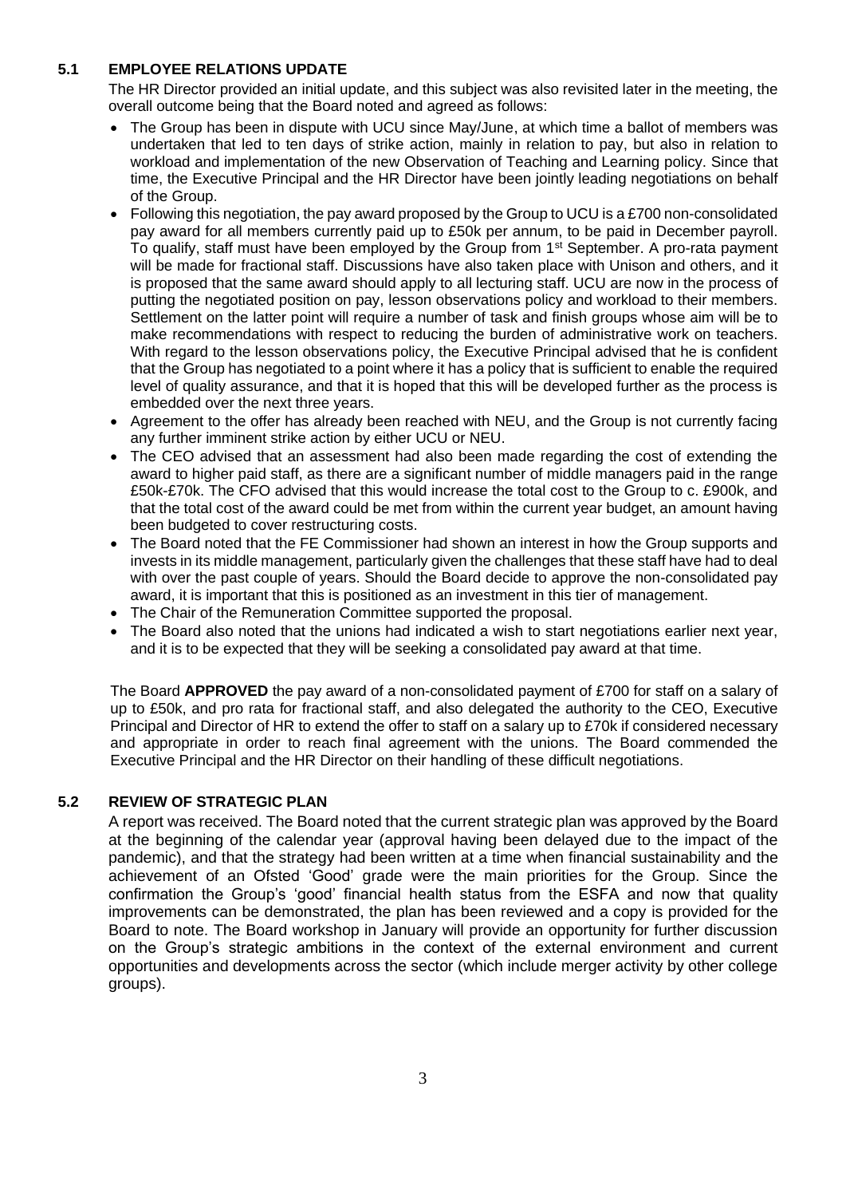### 5.1 EMPLOYEE RELATIONS UPDATE

The HR Director provided an initial update, and this subject was also revisited later in the meeting, the overall outcome being that the Board noted and agreed as follows:

- The Group has been in dispute with UCU since May/June, at which time a ballot of members was undertaken that led to ten days of strike action, mainly in relation to pay, but also in relation to workload and implementation of the new Observation of Teaching and Learning policy. Since that time, the Executive Principal and the HR Director have been jointly leading negotiations on behalf of the Group.
- Following this negotiation, the pay award proposed by the Group to UCU is a £700 non-consolidated pay award for all members currently paid up to £50k per annum, to be paid in December payroll. To qualify, staff must have been employed by the Group from 1st September. A pro-rata payment will be made for fractional staff. Discussions have also taken place with Unison and others, and it is proposed that the same award should apply to all lecturing staff. UCU are now in the process of putting the negotiated position on pay, lesson observations policy and workload to their members. Settlement on the latter point will require a number of task and finish groups whose aim will be to make recommendations with respect to reducing the burden of administrative work on teachers. With regard to the lesson observations policy, the Executive Principal advised that he is confident that the Group has negotiated to a point where it has a policy that is sufficient to enable the required level of quality assurance, and that it is hoped that this will be developed further as the process is embedded over the next three years.
- Agreement to the offer has already been reached with NEU, and the Group is not currently facing any further imminent strike action by either UCU or NEU.
- The CEO advised that an assessment had also been made regarding the cost of extending the award to higher paid staff, as there are a significant number of middle managers paid in the range £50k-£70k. The CFO advised that this would increase the total cost to the Group to c. £900k, and that the total cost of the award could be met from within the current year budget, an amount having been budgeted to cover restructuring costs.
- The Board noted that the FE Commissioner had shown an interest in how the Group supports and invests in its middle management, particularly given the challenges that these staff have had to deal with over the past couple of years. Should the Board decide to approve the non-consolidated pay award, it is important that this is positioned as an investment in this tier of management.
- The Chair of the Remuneration Committee supported the proposal.
- The Board also noted that the unions had indicated a wish to start negotiations earlier next year, and it is to be expected that they will be seeking a consolidated pay award at that time.

The Board **APPROVED** the pay award of a non-consolidated payment of £700 for staff on a salary of up to £50k, and pro rata for fractional staff, and also delegated the authority to the CEO, Executive Principal and Director of HR to extend the offer to staff on a salary up to £70k if considered necessary and appropriate in order to reach final agreement with the unions. The Board commended the Executive Principal and the HR Director on their handling of these difficult negotiations.

### 5.2 REVIEW OF STRATEGIC PLAN

A report was received. The Board noted that the current strategic plan was approved by the Board at the beginning of the calendar year (approval having been delayed due to the impact of the pandemic), and that the strategy had been written at a time when financial sustainability and the achievement of an Ofsted 'Good' grade were the main priorities for the Group. Since the confirmation the Group's 'good' financial health status from the ESFA and now that quality improvements can be demonstrated, the plan has been reviewed and a copy is provided for the Board to note. The Board workshop in January will provide an opportunity for further discussion on the Group's strategic ambitions in the context of the external environment and current opportunities and developments across the sector (which include merger activity by other college groups).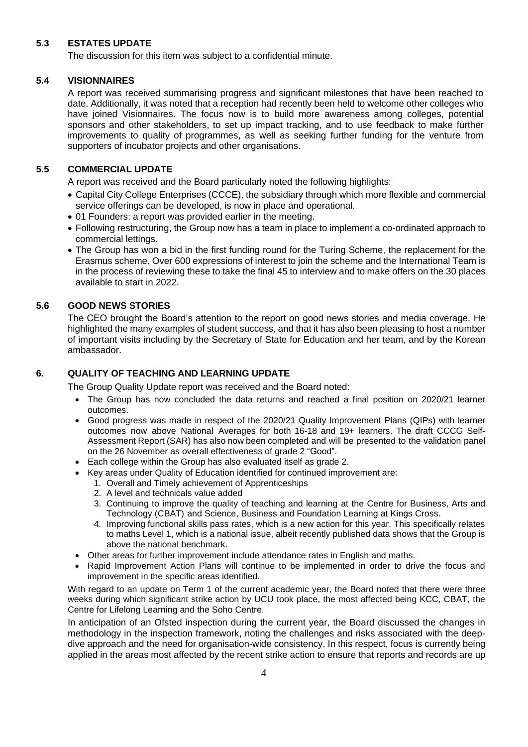### 5.3 ESTATES UPDATE

The discussion for this item was subject to a confidential minute.

### 5.4 VISIONNAIRES

A report was received summarising progress and significant milestones that have been reached to date. Additionally, it was noted that a reception had recently been held to welcome other colleges who have joined Visionnaires. The focus now is to build more awareness among colleges, potential sponsors and other stakeholders, to set up impact tracking, and to use feedback to make further improvements to quality of programmes, as well as seeking further funding for the venture from supporters of incubator projects and other organisations.

### 5.5 COMMERCIAL UPDATE

A report was received and the Board particularly noted the following highlights:

- Capital City College Enterprises (CCCE), the subsidiary through which more flexible and commercial service offerings can be developed, is now in place and operational.
- 01 Founders: a report was provided earlier in the meeting.
- Following restructuring, the Group now has a team in place to implement a co-ordinated approach to commercial lettings.
- The Group has won a bid in the first funding round for the Turing Scheme, the replacement for the Erasmus scheme. Over 600 expressions of interest to join the scheme and the International Team is in the process of reviewing these to take the final 45 to interview and to make offers on the 30 places available to start in 2022.

### 5.6 GOOD NEWS STORIES

The CEO brought the Board's attention to the report on good news stories and media coverage. He highlighted the many examples of student success, and that it has also been pleasing to host a number of important visits including by the Secretary of State for Education and her team, and by the Korean ambassador.

## 6. QUALITY OF TEACHING AND LEARNING UPDATE

The Group Quality Update report was received and the Board noted:

- The Group has now concluded the data returns and reached a final position on 2020/21 learner outcomes.
- Good progress was made in respect of the 2020/21 Quality Improvement Plans (QIPs) with learner outcomes now above National Averages for both 16-18 and 19+ learners. The draft CCCG Self-Assessment Report (SAR) has also now been completed and will be presented to the validation panel on the 26 November as overall effectiveness of grade 2 "Good".
- Each college within the Group has also evaluated itself as grade 2.
- Key areas under Quality of Education identified for continued improvement are:
  1. Overall and Timely achievement of Apprenticeships
  2. A level and technicals value added
  3. Continuing to improve the quality of teaching and learning at the Centre for Business, Arts and Technology (CBAT) and Science, Business and Foundation Learning at Kings Cross.
  4. Improving functional skills pass rates, which is a new action for this year. This specifically relates to maths Level 1, which is a national issue, albeit recently published data shows that the Group is above the national benchmark.
- Other areas for further improvement include attendance rates in English and maths.
- Rapid Improvement Action Plans will continue to be implemented in order to drive the focus and improvement in the specific areas identified.

With regard to an update on Term 1 of the current academic year, the Board noted that there were three weeks during which significant strike action by UCU took place, the most affected being KCC, CBAT, the Centre for Lifelong Learning and the Soho Centre.

In anticipation of an Ofsted inspection during the current year, the Board discussed the changes in methodology in the inspection framework, noting the challenges and risks associated with the deep-dive approach and the need for organisation-wide consistency. In this respect, focus is currently being applied in the areas most affected by the recent strike action to ensure that reports and records are up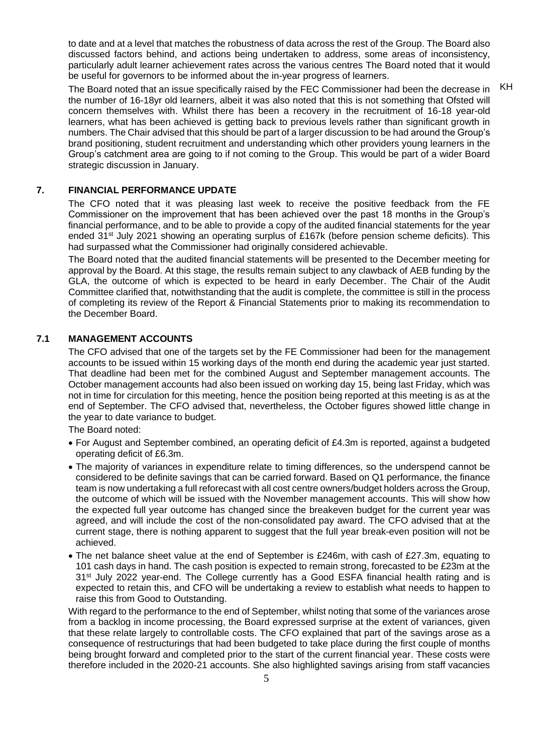to date and at a level that matches the robustness of data across the rest of the Group. The Board also discussed factors behind, and actions being undertaken to address, some areas of inconsistency, particularly adult learner achievement rates across the various centres The Board noted that it would be useful for governors to be informed about the in-year progress of learners.

The Board noted that an issue specifically raised by the FEC Commissioner had been the decrease in the number of 16-18yr old learners, albeit it was also noted that this is not something that Ofsted will concern themselves with. Whilst there has been a recovery in the recruitment of 16-18 year-old learners, what has been achieved is getting back to previous levels rather than significant growth in numbers. The Chair advised that this should be part of a larger discussion to be had around the Group's brand positioning, student recruitment and understanding which other providers young learners in the Group's catchment area are going to if not coming to the Group. This would be part of a wider Board strategic discussion in January. KH

## 7. FINANCIAL PERFORMANCE UPDATE

The CFO noted that it was pleasing last week to receive the positive feedback from the FE Commissioner on the improvement that has been achieved over the past 18 months in the Group's financial performance, and to be able to provide a copy of the audited financial statements for the year ended 31st July 2021 showing an operating surplus of £167k (before pension scheme deficits). This had surpassed what the Commissioner had originally considered achievable.

The Board noted that the audited financial statements will be presented to the December meeting for approval by the Board. At this stage, the results remain subject to any clawback of AEB funding by the GLA, the outcome of which is expected to be heard in early December. The Chair of the Audit Committee clarified that, notwithstanding that the audit is complete, the committee is still in the process of completing its review of the Report & Financial Statements prior to making its recommendation to the December Board.

## 7.1 MANAGEMENT ACCOUNTS

The CFO advised that one of the targets set by the FE Commissioner had been for the management accounts to be issued within 15 working days of the month end during the academic year just started. That deadline had been met for the combined August and September management accounts. The October management accounts had also been issued on working day 15, being last Friday, which was not in time for circulation for this meeting, hence the position being reported at this meeting is as at the end of September. The CFO advised that, nevertheless, the October figures showed little change in the year to date variance to budget.

The Board noted:

- For August and September combined, an operating deficit of £4.3m is reported, against a budgeted operating deficit of £6.3m.
- The majority of variances in expenditure relate to timing differences, so the underspend cannot be considered to be definite savings that can be carried forward. Based on Q1 performance, the finance team is now undertaking a full reforecast with all cost centre owners/budget holders across the Group, the outcome of which will be issued with the November management accounts. This will show how the expected full year outcome has changed since the breakeven budget for the current year was agreed, and will include the cost of the non-consolidated pay award. The CFO advised that at the current stage, there is nothing apparent to suggest that the full year break-even position will not be achieved.
- The net balance sheet value at the end of September is £246m, with cash of £27.3m, equating to 101 cash days in hand. The cash position is expected to remain strong, forecasted to be £23m at the 31st July 2022 year-end. The College currently has a Good ESFA financial health rating and is expected to retain this, and CFO will be undertaking a review to establish what needs to happen to raise this from Good to Outstanding.

With regard to the performance to the end of September, whilst noting that some of the variances arose from a backlog in income processing, the Board expressed surprise at the extent of variances, given that these relate largely to controllable costs. The CFO explained that part of the savings arose as a consequence of restructurings that had been budgeted to take place during the first couple of months being brought forward and completed prior to the start of the current financial year. These costs were therefore included in the 2020-21 accounts. She also highlighted savings arising from staff vacancies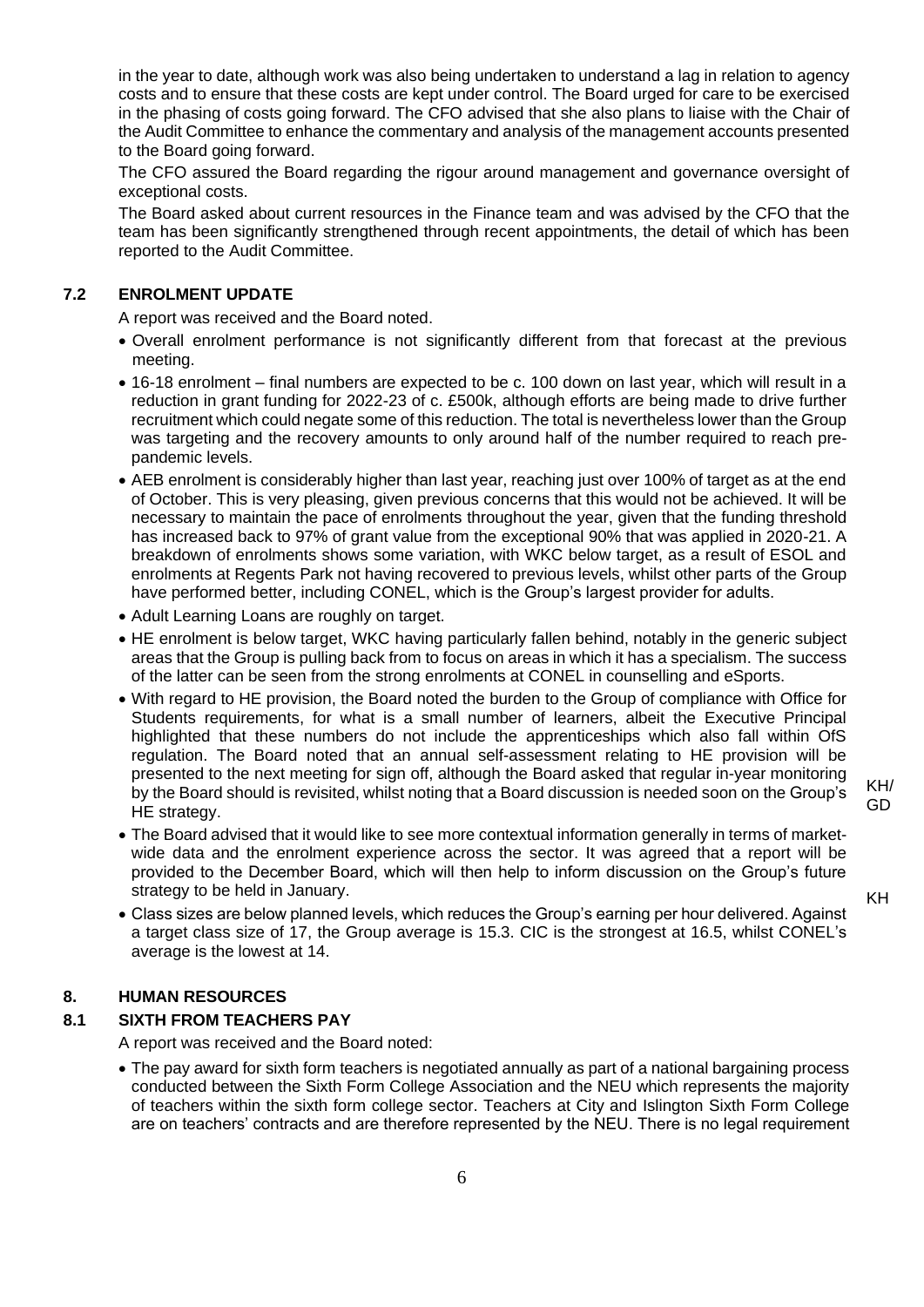in the year to date, although work was also being undertaken to understand a lag in relation to agency costs and to ensure that these costs are kept under control. The Board urged for care to be exercised in the phasing of costs going forward. The CFO advised that she also plans to liaise with the Chair of the Audit Committee to enhance the commentary and analysis of the management accounts presented to the Board going forward.

The CFO assured the Board regarding the rigour around management and governance oversight of exceptional costs.

The Board asked about current resources in the Finance team and was advised by the CFO that the team has been significantly strengthened through recent appointments, the detail of which has been reported to the Audit Committee.

## 7.2 ENROLMENT UPDATE

A report was received and the Board noted.

- Overall enrolment performance is not significantly different from that forecast at the previous meeting.
- 16-18 enrolment – final numbers are expected to be c. 100 down on last year, which will result in a reduction in grant funding for 2022-23 of c. £500k, although efforts are being made to drive further recruitment which could negate some of this reduction. The total is nevertheless lower than the Group was targeting and the recovery amounts to only around half of the number required to reach pre-pandemic levels.
- AEB enrolment is considerably higher than last year, reaching just over 100% of target as at the end of October. This is very pleasing, given previous concerns that this would not be achieved. It will be necessary to maintain the pace of enrolments throughout the year, given that the funding threshold has increased back to 97% of grant value from the exceptional 90% that was applied in 2020-21. A breakdown of enrolments shows some variation, with WKC below target, as a result of ESOL and enrolments at Regents Park not having recovered to previous levels, whilst other parts of the Group have performed better, including CONEL, which is the Group's largest provider for adults.
- Adult Learning Loans are roughly on target.
- HE enrolment is below target, WKC having particularly fallen behind, notably in the generic subject areas that the Group is pulling back from to focus on areas in which it has a specialism. The success of the latter can be seen from the strong enrolments at CONEL in counselling and eSports.
- With regard to HE provision, the Board noted the burden to the Group of compliance with Office for Students requirements, for what is a small number of learners, albeit the Executive Principal highlighted that these numbers do not include the apprenticeships which also fall within OfS regulation. The Board noted that an annual self-assessment relating to HE provision will be presented to the next meeting for sign off, although the Board asked that regular in-year monitoring by the Board should is revisited, whilst noting that a Board discussion is needed soon on the Group's HE strategy. **KH/GD**
- The Board advised that it would like to see more contextual information generally in terms of market-wide data and the enrolment experience across the sector. It was agreed that a report will be provided to the December Board, which will then help to inform discussion on the Group's future strategy to be held in January. **KH**
- Class sizes are below planned levels, which reduces the Group's earning per hour delivered. Against a target class size of 17, the Group average is 15.3. CIC is the strongest at 16.5, whilst CONEL's average is the lowest at 14.

## 8. HUMAN RESOURCES

## 8.1 SIXTH FROM TEACHERS PAY

A report was received and the Board noted:

- The pay award for sixth form teachers is negotiated annually as part of a national bargaining process conducted between the Sixth Form College Association and the NEU which represents the majority of teachers within the sixth form college sector. Teachers at City and Islington Sixth Form College are on teachers' contracts and are therefore represented by the NEU. There is no legal requirement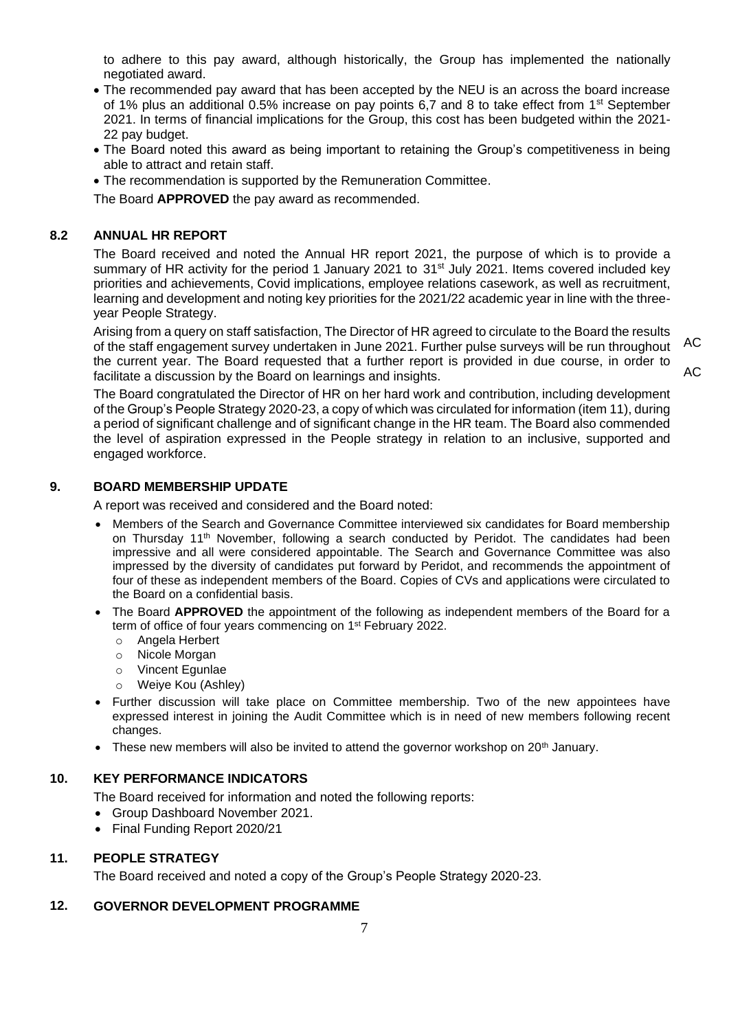to adhere to this pay award, although historically, the Group has implemented the nationally negotiated award.

- The recommended pay award that has been accepted by the NEU is an across the board increase of 1% plus an additional 0.5% increase on pay points 6,7 and 8 to take effect from 1st September 2021. In terms of financial implications for the Group, this cost has been budgeted within the 2021-22 pay budget.
- The Board noted this award as being important to retaining the Group's competitiveness in being able to attract and retain staff.
- The recommendation is supported by the Remuneration Committee.

The Board **APPROVED** the pay award as recommended.

## 8.2 ANNUAL HR REPORT

The Board received and noted the Annual HR report 2021, the purpose of which is to provide a summary of HR activity for the period 1 January 2021 to 31st July 2021. Items covered included key priorities and achievements, Covid implications, employee relations casework, as well as recruitment, learning and development and noting key priorities for the 2021/22 academic year in line with the three-year People Strategy.

Arising from a query on staff satisfaction, The Director of HR agreed to circulate to the Board the results of the staff engagement survey undertaken in June 2021. Further pulse surveys will be run throughout the current year. The Board requested that a further report is provided in due course, in order to facilitate a discussion by the Board on learnings and insights. AC AC

The Board congratulated the Director of HR on her hard work and contribution, including development of the Group's People Strategy 2020-23, a copy of which was circulated for information (item 11), during a period of significant challenge and of significant change in the HR team. The Board also commended the level of aspiration expressed in the People strategy in relation to an inclusive, supported and engaged workforce.

## 9. BOARD MEMBERSHIP UPDATE

A report was received and considered and the Board noted:

- Members of the Search and Governance Committee interviewed six candidates for Board membership on Thursday 11th November, following a search conducted by Peridot. The candidates had been impressive and all were considered appointable. The Search and Governance Committee was also impressed by the diversity of candidates put forward by Peridot, and recommends the appointment of four of these as independent members of the Board. Copies of CVs and applications were circulated to the Board on a confidential basis.
- The Board **APPROVED** the appointment of the following as independent members of the Board for a term of office of four years commencing on 1st February 2022.
  - Angela Herbert
  - Nicole Morgan
  - Vincent Egunlae
  - Weiye Kou (Ashley)
- Further discussion will take place on Committee membership. Two of the new appointees have expressed interest in joining the Audit Committee which is in need of new members following recent changes.
- These new members will also be invited to attend the governor workshop on 20th January.

## 10. KEY PERFORMANCE INDICATORS

The Board received for information and noted the following reports:

- Group Dashboard November 2021.
- Final Funding Report 2020/21

## 11. PEOPLE STRATEGY

The Board received and noted a copy of the Group's People Strategy 2020-23.

## 12. GOVERNOR DEVELOPMENT PROGRAMME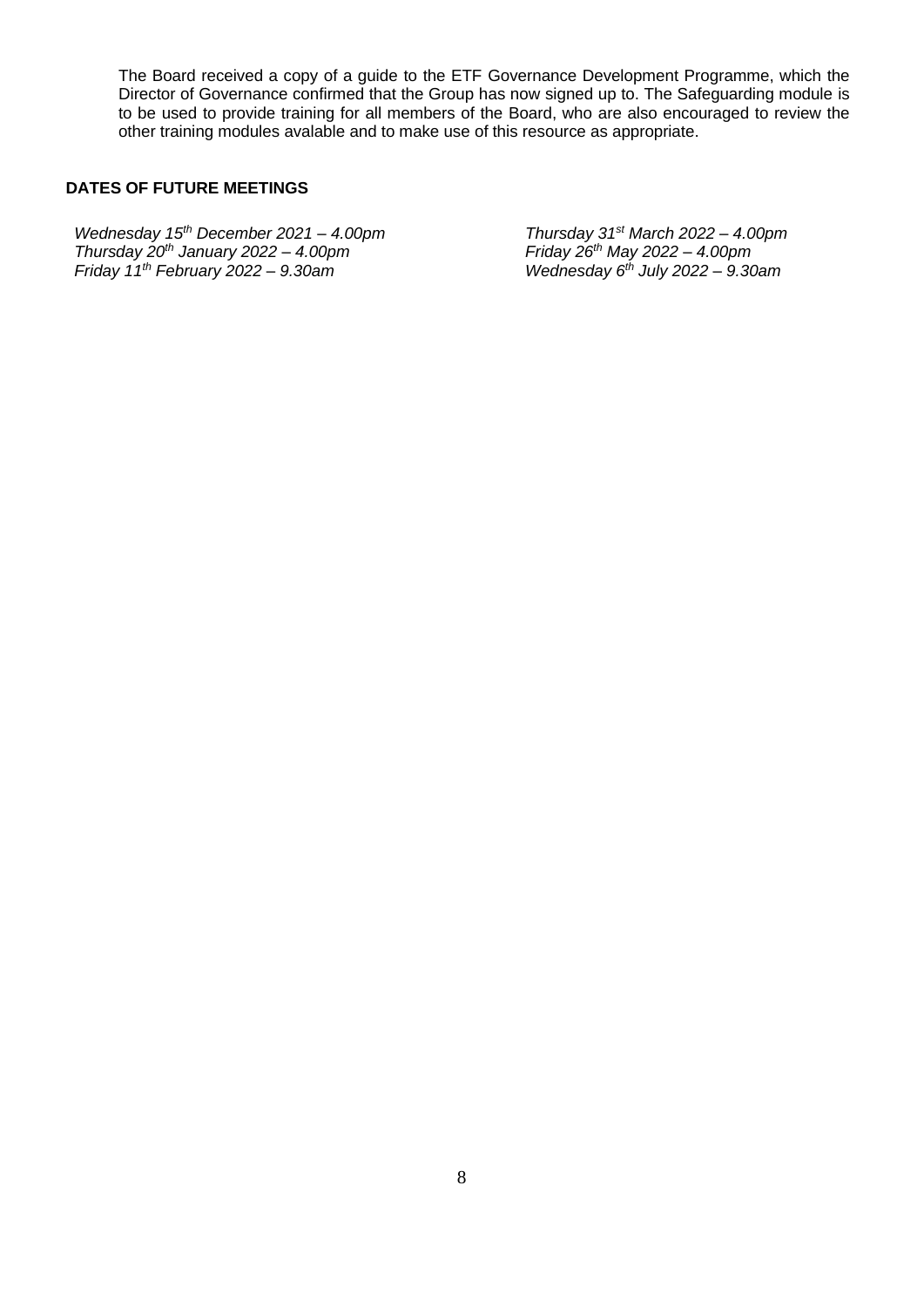The Board received a copy of a guide to the ETF Governance Development Programme, which the Director of Governance confirmed that the Group has now signed up to. The Safeguarding module is to be used to provide training for all members of the Board, who are also encouraged to review the other training modules avalable and to make use of this resource as appropriate.

**DATES OF FUTURE MEETINGS**

*Wednesday 15th December 2021 – 4.00pm*
*Thursday 20th January 2022 – 4.00pm*
*Friday 11th February 2022 – 9.30am*
*Thursday 31st March 2022 – 4.00pm*
*Friday 26th May 2022 – 4.00pm*
*Wednesday 6th July 2022 – 9.30am*